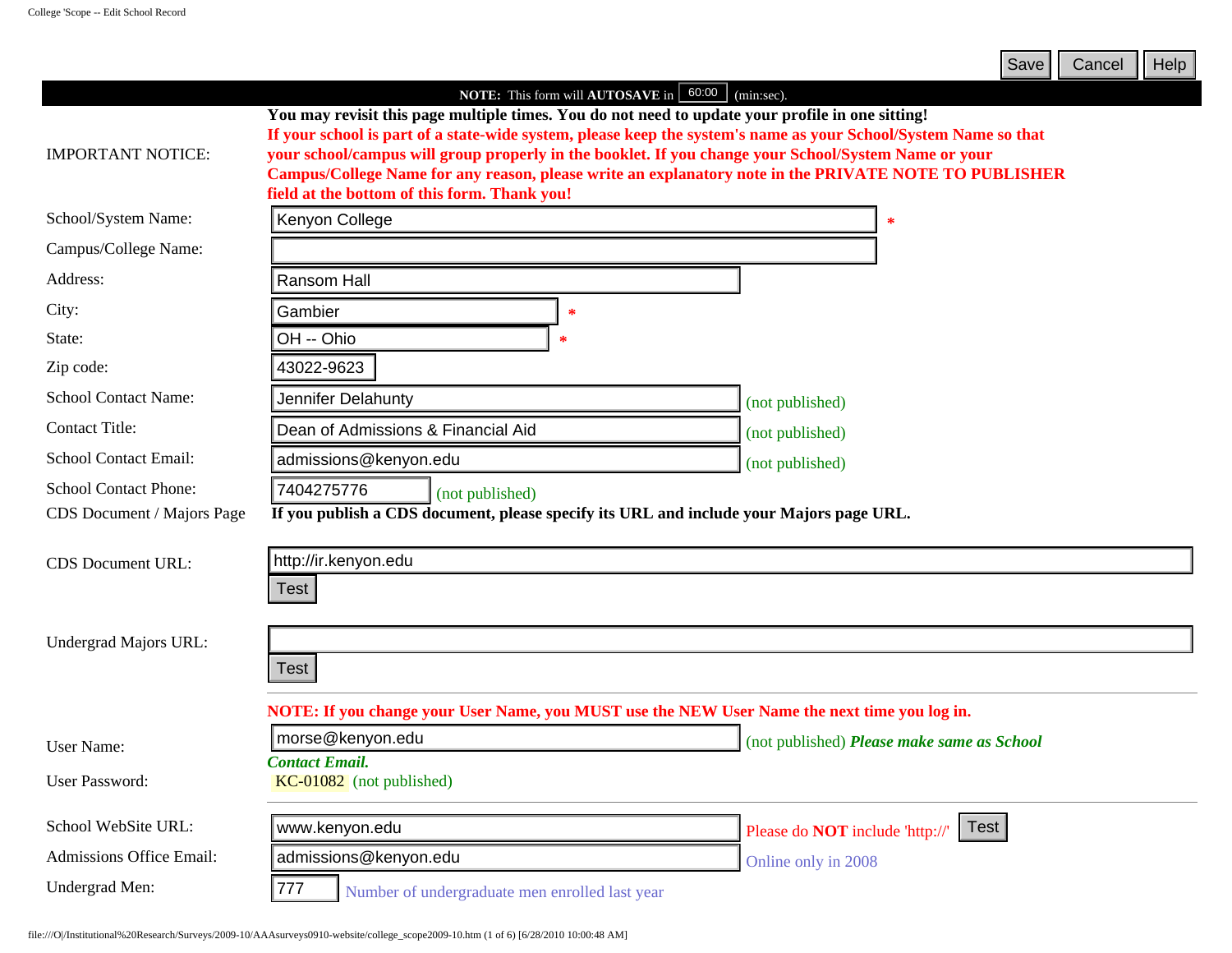Save | Cancel | Help

**NOTE:** This form will **AUTOSAVE** in 60:00 (min:sec).

| | |
|---|---|
| IMPORTANT NOTICE: | **You may revisit this page multiple times. You do not need to update your profile in one sitting!** **If your school is part of a state-wide system, please keep the system's name as your School/System Name so that your school/campus will group properly in the booklet. If you change your School/System Name or your Campus/College Name for any reason, please write an explanatory note in the PRIVATE NOTE TO PUBLISHER field at the bottom of this form. Thank you!** |
| School/System Name: | Kenyon College * |
| Campus/College Name: | |
| Address: | Ransom Hall |
| City: | Gambier * |
| State: | OH -- Ohio * |
| Zip code: | 43022-9623 |
| School Contact Name: | Jennifer Delahunty (not published) |
| Contact Title: | Dean of Admissions & Financial Aid (not published) |
| School Contact Email: | admissions@kenyon.edu (not published) |
| School Contact Phone: | 7404275776 (not published) |
| CDS Document / Majors Page | **If you publish a CDS document, please specify its URL and include your Majors page URL.** |
| CDS Document URL: | http://ir.kenyon.edu [Test] |
| Undergrad Majors URL: | [Test] |
| | **NOTE: If you change your User Name, you MUST use the NEW User Name the next time you log in.** |
| User Name: | morse@kenyon.edu (not published) ***Please make same as School Contact Email.*** |
| User Password: | KC-01082 (not published) |
| School WebSite URL: | www.kenyon.edu Please do **NOT** include 'http://' [Test] |
| Admissions Office Email: | admissions@kenyon.edu Online only in 2008 |
| Undergrad Men: | 777 Number of undergraduate men enrolled last year |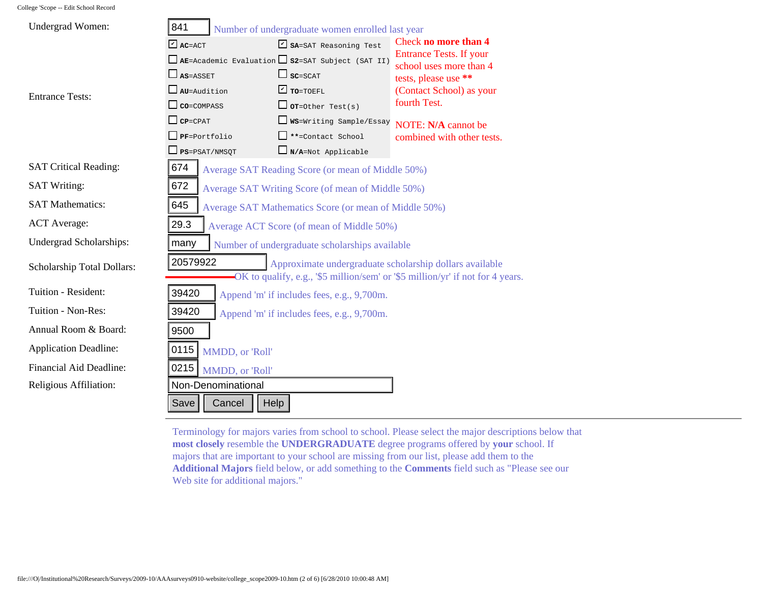Undergrad Women: 841 Number of undergraduate women enrolled last year

Entrance Tests:

| | | |
|---|---|---|
| ☑ **AC**=ACT | ☑ **SA**=SAT Reasoning Test | Check **no more than 4** Entrance Tests. If your school uses more than 4 tests, please use **\*\*** (Contact School) as your fourth Test. |
| ☐ **AE**=Academic Evaluation | ☐ **S2**=SAT Subject (SAT II) | |
| ☐ **AS**=ASSET | ☐ **SC**=SCAT | |
| ☐ **AU**=Audition | ☑ **TO**=TOEFL | |
| ☐ **CO**=COMPASS | ☐ **OT**=Other Test(s) | |
| ☐ **CP**=CPAT | ☐ **WS**=Writing Sample/Essay | NOTE: **N/A** cannot be combined with other tests. |
| ☐ **PF**=Portfolio | ☐ **\*\***=Contact School | |
| ☐ **PS**=PSAT/NMSQT | ☐ **N/A**=Not Applicable | |

| Field | Value | Description |
|---|---|---|
| SAT Critical Reading: | 674 | Average SAT Reading Score (or mean of Middle 50%) |
| SAT Writing: | 672 | Average SAT Writing Score (of mean of Middle 50%) |
| SAT Mathematics: | 645 | Average SAT Mathematics Score (or mean of Middle 50%) |
| ACT Average: | 29.3 | Average ACT Score (of mean of Middle 50%) |
| Undergrad Scholarships: | many | Number of undergraduate scholarships available |
| Scholarship Total Dollars: | 20579922 | Approximate undergraduate scholarship dollars available. OK to qualify, e.g., '$5 million/sem' or '$5 million/yr' if not for 4 years. |
| Tuition - Resident: | 39420 | Append 'm' if includes fees, e.g., 9,700m. |
| Tuition - Non-Res: | 39420 | Append 'm' if includes fees, e.g., 9,700m. |
| Annual Room & Board: | 9500 | |
| Application Deadline: | 0115 | MMDD, or 'Roll' |
| Financial Aid Deadline: | 0215 | MMDD, or 'Roll' |
| Religious Affiliation: | Non-Denominational | |

Save | Cancel | Help

---

Terminology for majors varies from school to school. Please select the major descriptions below that **most closely** resemble the **UNDERGRADUATE** degree programs offered by **your** school. If majors that are important to your school are missing from our list, please add them to the **Additional Majors** field below, or add something to the **Comments** field such as "Please see our Web site for additional majors."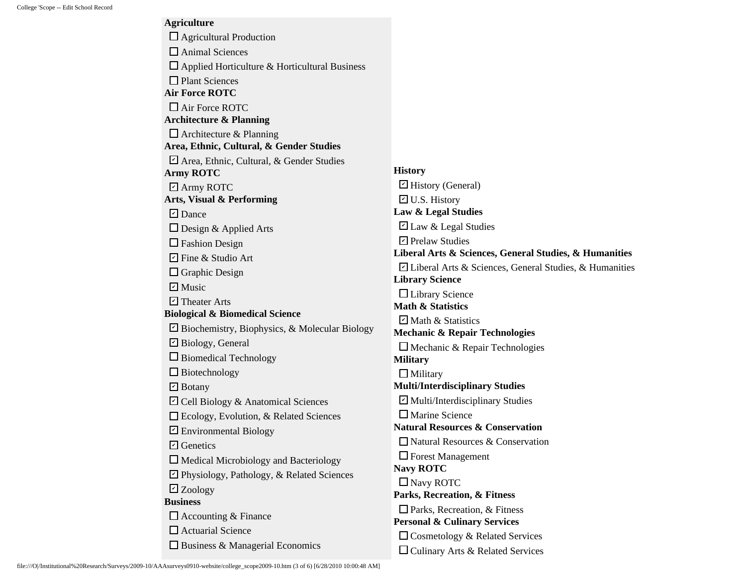**Agriculture**

- ☐ Agricultural Production
- ☐ Animal Sciences
- ☐ Applied Horticulture & Horticultural Business
- ☐ Plant Sciences

**Air Force ROTC**

- ☐ Air Force ROTC

**Architecture & Planning**

- ☐ Architecture & Planning

**Area, Ethnic, Cultural, & Gender Studies**

- ☑ Area, Ethnic, Cultural, & Gender Studies

**Army ROTC**

- ☑ Army ROTC

**Arts, Visual & Performing**

- ☑ Dance
- ☐ Design & Applied Arts
- ☐ Fashion Design
- ☑ Fine & Studio Art
- ☐ Graphic Design
- ☑ Music
- ☑ Theater Arts

**Biological & Biomedical Science**

- ☑ Biochemistry, Biophysics, & Molecular Biology
- ☑ Biology, General
- ☐ Biomedical Technology
- ☐ Biotechnology
- ☑ Botany
- ☑ Cell Biology & Anatomical Sciences
- ☐ Ecology, Evolution, & Related Sciences
- ☑ Environmental Biology
- ☑ Genetics
- ☐ Medical Microbiology and Bacteriology
- ☑ Physiology, Pathology, & Related Sciences
- ☑ Zoology

**Business**

- ☐ Accounting & Finance
- ☐ Actuarial Science
- ☐ Business & Managerial Economics

**History**

- ☑ History (General)
- ☑ U.S. History

**Law & Legal Studies**

- ☑ Law & Legal Studies
- ☑ Prelaw Studies

**Liberal Arts & Sciences, General Studies, & Humanities**

- ☑ Liberal Arts & Sciences, General Studies, & Humanities

**Library Science**

- ☐ Library Science

**Math & Statistics**

- ☑ Math & Statistics

**Mechanic & Repair Technologies**

- ☐ Mechanic & Repair Technologies

**Military**

- ☐ Military

**Multi/Interdisciplinary Studies**

- ☑ Multi/Interdisciplinary Studies
- ☐ Marine Science

**Natural Resources & Conservation**

- ☐ Natural Resources & Conservation
- ☐ Forest Management

**Navy ROTC**

- ☐ Navy ROTC

**Parks, Recreation, & Fitness**

- ☐ Parks, Recreation, & Fitness

**Personal & Culinary Services**

- ☐ Cosmetology & Related Services
- ☐ Culinary Arts & Related Services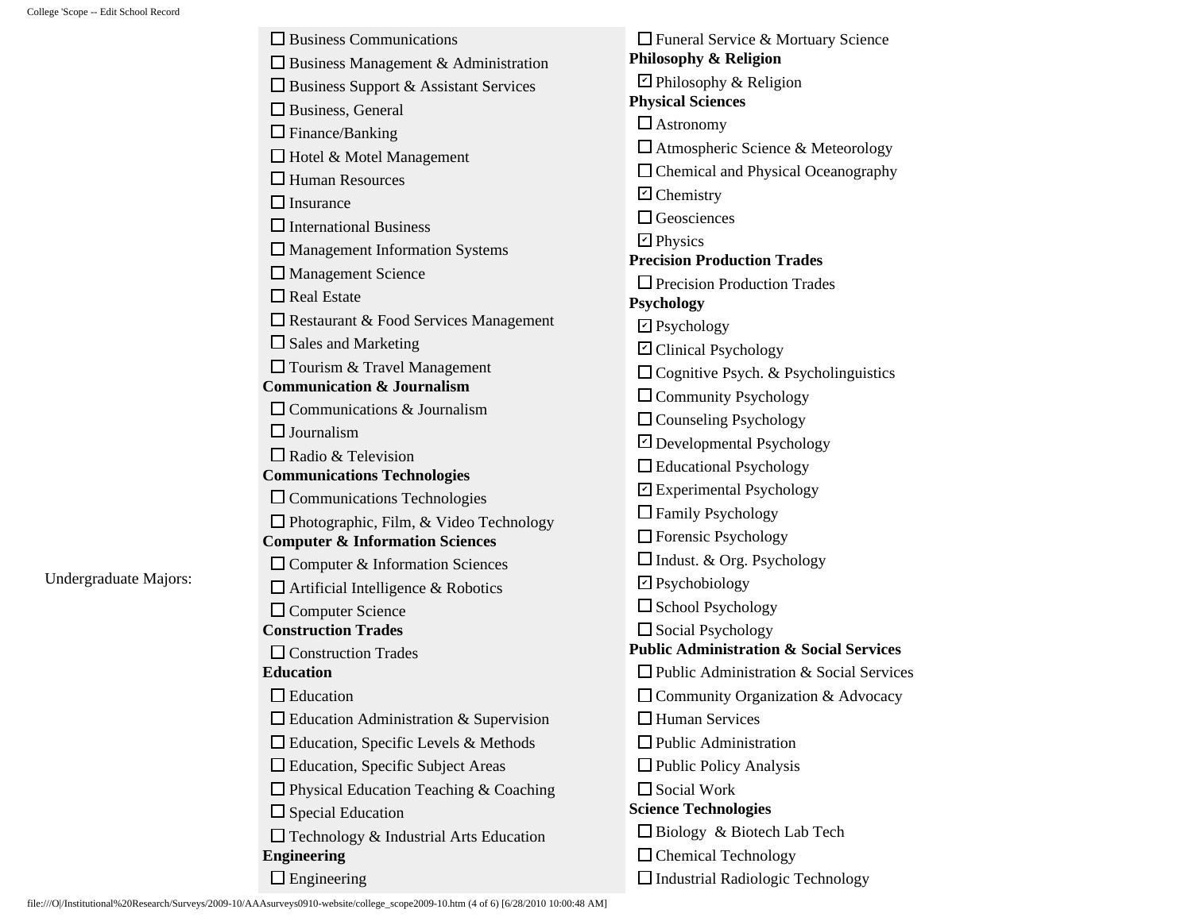Undergraduate Majors:

- [ ] Business Communications
- [ ] Business Management & Administration
- [ ] Business Support & Assistant Services
- [ ] Business, General
- [ ] Finance/Banking
- [ ] Hotel & Motel Management
- [ ] Human Resources
- [ ] Insurance
- [ ] International Business
- [ ] Management Information Systems
- [ ] Management Science
- [ ] Real Estate
- [ ] Restaurant & Food Services Management
- [ ] Sales and Marketing
- [ ] Tourism & Travel Management

**Communication & Journalism**

- [ ] Communications & Journalism
- [ ] Journalism
- [ ] Radio & Television

**Communications Technologies**

- [ ] Communications Technologies
- [ ] Photographic, Film, & Video Technology

**Computer & Information Sciences**

- [ ] Computer & Information Sciences
- [ ] Artificial Intelligence & Robotics
- [ ] Computer Science

**Construction Trades**

- [ ] Construction Trades

**Education**

- [ ] Education
- [ ] Education Administration & Supervision
- [ ] Education, Specific Levels & Methods
- [ ] Education, Specific Subject Areas
- [ ] Physical Education Teaching & Coaching
- [ ] Special Education
- [ ] Technology & Industrial Arts Education

**Engineering**

- [ ] Engineering
- [ ] Funeral Service & Mortuary Science

**Philosophy & Religion**

- [x] Philosophy & Religion

**Physical Sciences**

- [ ] Astronomy
- [ ] Atmospheric Science & Meteorology
- [ ] Chemical and Physical Oceanography
- [x] Chemistry
- [ ] Geosciences
- [x] Physics

**Precision Production Trades**

- [ ] Precision Production Trades

**Psychology**

- [x] Psychology
- [x] Clinical Psychology
- [ ] Cognitive Psych. & Psycholinguistics
- [ ] Community Psychology
- [ ] Counseling Psychology
- [x] Developmental Psychology
- [ ] Educational Psychology
- [x] Experimental Psychology
- [ ] Family Psychology
- [ ] Forensic Psychology
- [ ] Indust. & Org. Psychology
- [x] Psychobiology
- [ ] School Psychology
- [ ] Social Psychology

**Public Administration & Social Services**

- [ ] Public Administration & Social Services
- [ ] Community Organization & Advocacy
- [ ] Human Services
- [ ] Public Administration
- [ ] Public Policy Analysis
- [ ] Social Work

**Science Technologies**

- [ ] Biology & Biotech Lab Tech
- [ ] Chemical Technology
- [ ] Industrial Radiologic Technology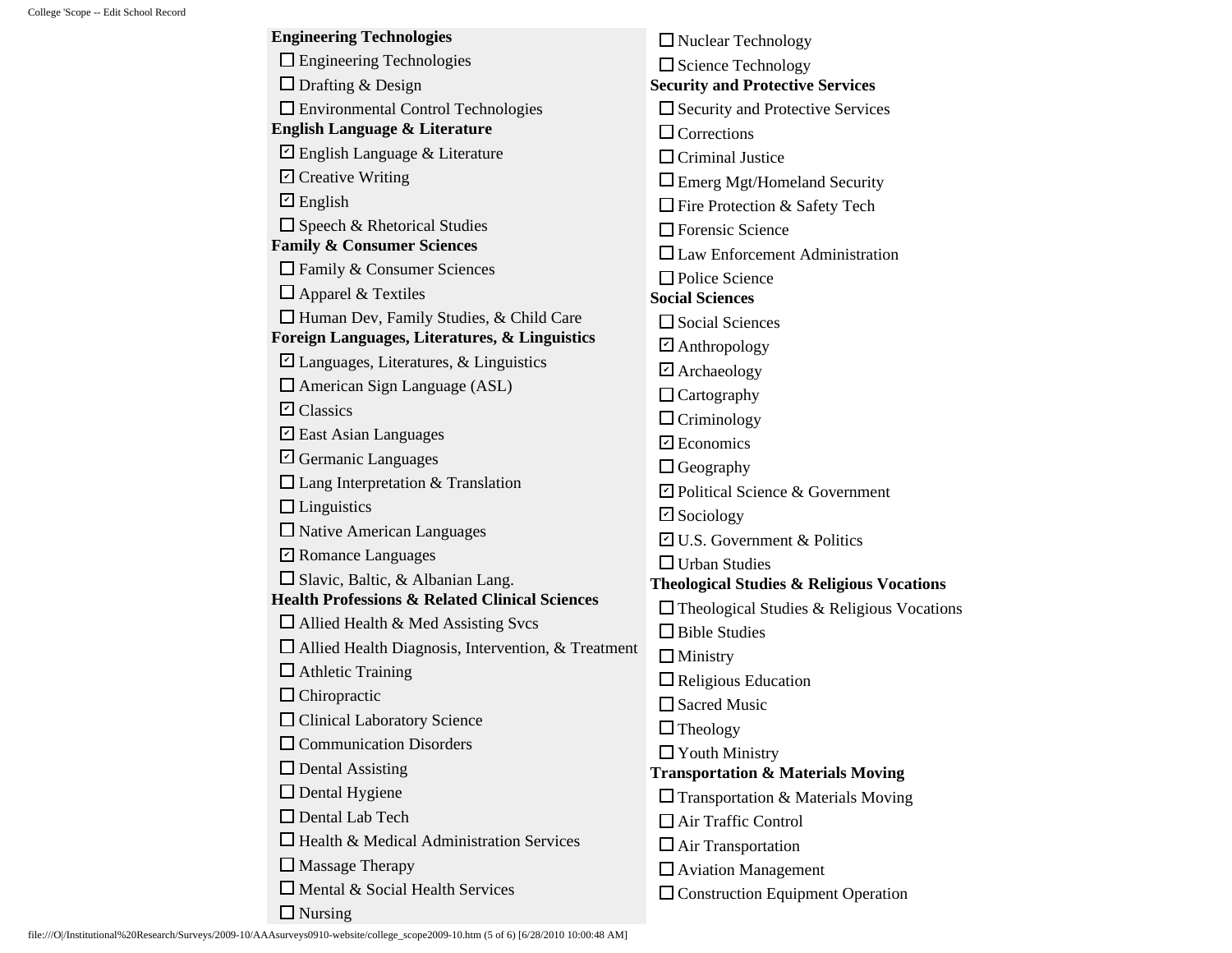**Engineering Technologies**

- [ ] Engineering Technologies
- [ ] Drafting & Design
- [ ] Environmental Control Technologies

**English Language & Literature**

- [x] English Language & Literature
- [x] Creative Writing
- [x] English
- [ ] Speech & Rhetorical Studies

**Family & Consumer Sciences**

- [ ] Family & Consumer Sciences
- [ ] Apparel & Textiles
- [ ] Human Dev, Family Studies, & Child Care

**Foreign Languages, Literatures, & Linguistics**

- [x] Languages, Literatures, & Linguistics
- [ ] American Sign Language (ASL)
- [x] Classics
- [x] East Asian Languages
- [x] Germanic Languages
- [ ] Lang Interpretation & Translation
- [ ] Linguistics
- [ ] Native American Languages
- [x] Romance Languages
- [ ] Slavic, Baltic, & Albanian Lang.

**Health Professions & Related Clinical Sciences**

- [ ] Allied Health & Med Assisting Svcs
- [ ] Allied Health Diagnosis, Intervention, & Treatment
- [ ] Athletic Training
- [ ] Chiropractic
- [ ] Clinical Laboratory Science
- [ ] Communication Disorders
- [ ] Dental Assisting
- [ ] Dental Hygiene
- [ ] Dental Lab Tech
- [ ] Health & Medical Administration Services
- [ ] Massage Therapy
- [ ] Mental & Social Health Services
- [ ] Nursing
- [ ] Nuclear Technology
- [ ] Science Technology

**Security and Protective Services**

- [ ] Security and Protective Services
- [ ] Corrections
- [ ] Criminal Justice
- [ ] Emerg Mgt/Homeland Security
- [ ] Fire Protection & Safety Tech
- [ ] Forensic Science
- [ ] Law Enforcement Administration
- [ ] Police Science

**Social Sciences**

- [ ] Social Sciences
- [x] Anthropology
- [x] Archaeology
- [ ] Cartography
- [ ] Criminology
- [x] Economics
- [ ] Geography
- [x] Political Science & Government
- [x] Sociology
- [x] U.S. Government & Politics
- [ ] Urban Studies

**Theological Studies & Religious Vocations**

- [ ] Theological Studies & Religious Vocations
- [ ] Bible Studies
- [ ] Ministry
- [ ] Religious Education
- [ ] Sacred Music
- [ ] Theology
- [ ] Youth Ministry

**Transportation & Materials Moving**

- [ ] Transportation & Materials Moving
- [ ] Air Traffic Control
- [ ] Air Transportation
- [ ] Aviation Management
- [ ] Construction Equipment Operation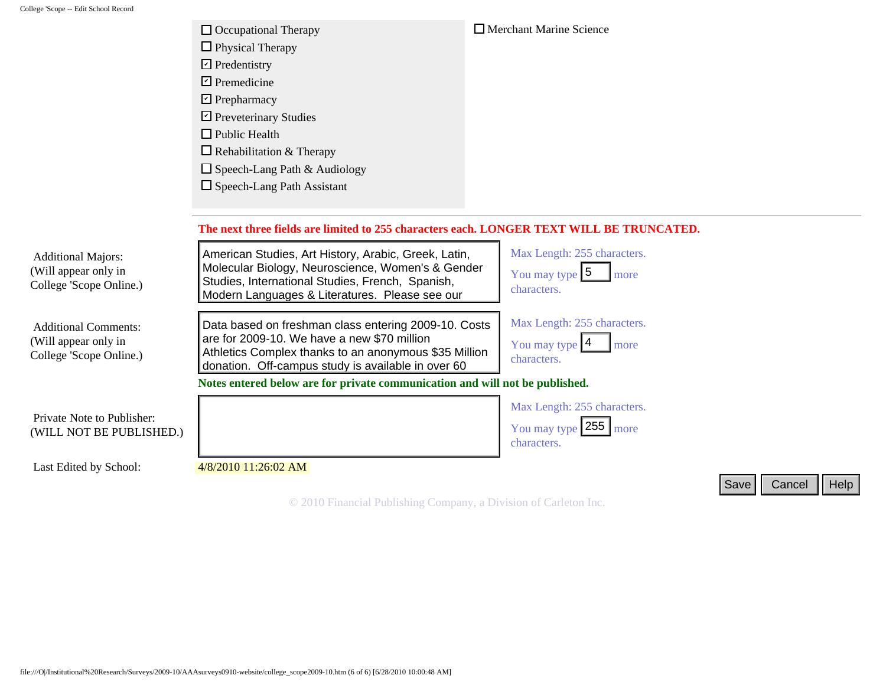- [ ] Occupational Therapy
- [ ] Physical Therapy
- [x] Predentistry
- [x] Premedicine
- [x] Prepharmacy
- [x] Preveterinary Studies
- [ ] Public Health
- [ ] Rehabilitation & Therapy
- [ ] Speech-Lang Path & Audiology
- [ ] Speech-Lang Path Assistant

- [ ] Merchant Marine Science

---

**The next three fields are limited to 255 characters each. LONGER TEXT WILL BE TRUNCATED.**

Additional Majors:
(Will appear only in College 'Scope Online.)

American Studies, Art History, Arabic, Greek, Latin, Molecular Biology, Neuroscience, Women's & Gender Studies, International Studies, French, Spanish, Modern Languages & Literatures. Please see our

Max Length: 255 characters.
You may type 5 more characters.

Additional Comments:
(Will appear only in College 'Scope Online.)

Data based on freshman class entering 2009-10. Costs are for 2009-10. We have a new $70 million Athletics Complex thanks to an anonymous $35 Million donation. Off-campus study is available in over 60

Max Length: 255 characters.
You may type 4 more characters.

**Notes entered below are for private communication and will not be published.**

Private Note to Publisher:
(WILL NOT BE PUBLISHED.)

Max Length: 255 characters.
You may type 255 more characters.

Last Edited by School: 4/8/2010 11:26:02 AM

Save | Cancel | Help

© 2010 Financial Publishing Company, a Division of Carleton Inc.